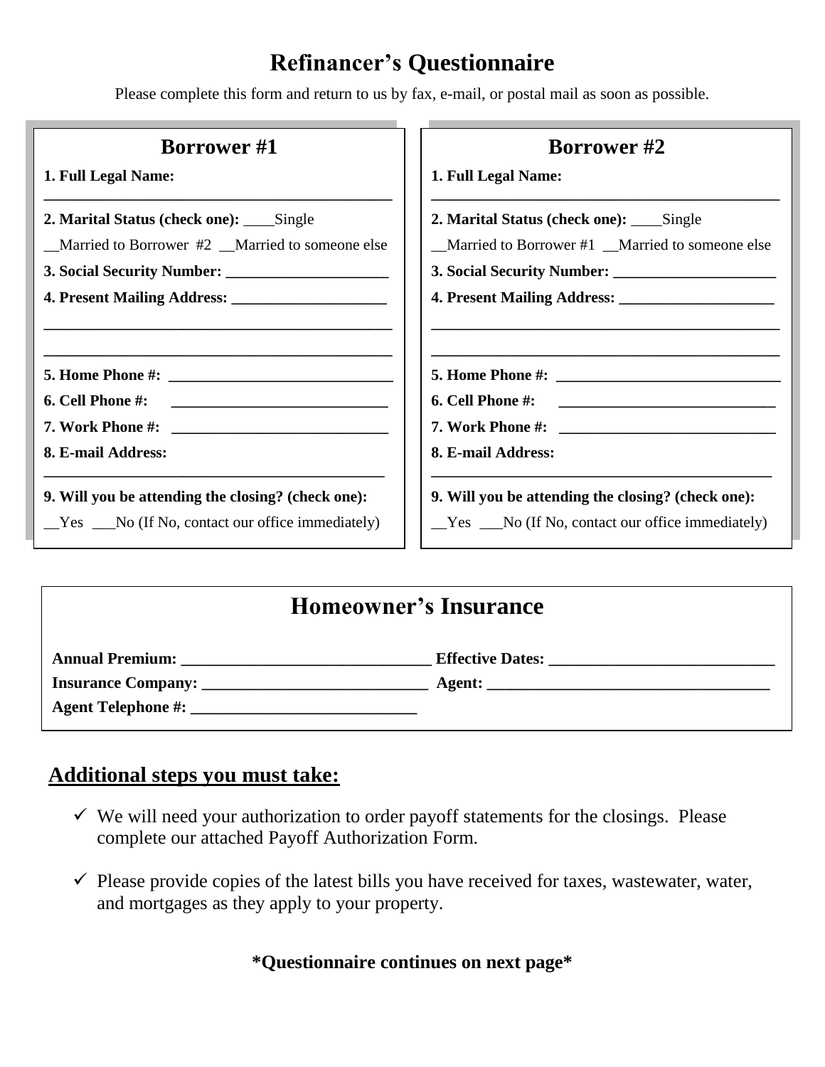# Refinancer's Questionnaire

Please complete this form and return to us by fax, e-mail, or postal mail as soon as possible.

## Borrower #1

**1. Full Legal Name:**

______________________________________________

**2. Marital Status (check one):** ____Single

__Married to Borrower #2 __Married to someone else

**3. Social Security Number:** _____________________

**4. Present Mailing Address:** ____________________

______________________________________________

______________________________________________

**5. Home Phone #:** _____________________________

**6. Cell Phone #:** ____________________________

**7. Work Phone #:** ____________________________

**8. E-mail Address:**

_____________________________________________

**9. Will you be attending the closing? (check one):**

__Yes ___No (If No, contact our office immediately)

## Borrower #2

**1. Full Legal Name:**

______________________________________________

**2. Marital Status (check one):** ____Single

__Married to Borrower #1 __Married to someone else

**3. Social Security Number:** _____________________

**4. Present Mailing Address:** ____________________

______________________________________________

______________________________________________

**5. Home Phone #:** _____________________________

**6. Cell Phone #:** ____________________________

**7. Work Phone #:** ____________________________

**8. E-mail Address:**

_____________________________________________

**9. Will you be attending the closing? (check one):**

__Yes ___No (If No, contact our office immediately)

## Homeowner's Insurance

**Annual Premium:** _______________________________ **Effective Dates:** ____________________________

**Insurance Company:** ____________________________ **Agent:** ___________________________________

**Agent Telephone #:** ____________________________

## Additional steps you must take:

- ✓ We will need your authorization to order payoff statements for the closings. Please complete our attached Payoff Authorization Form.
- ✓ Please provide copies of the latest bills you have received for taxes, wastewater, water, and mortgages as they apply to your property.

**\*Questionnaire continues on next page\***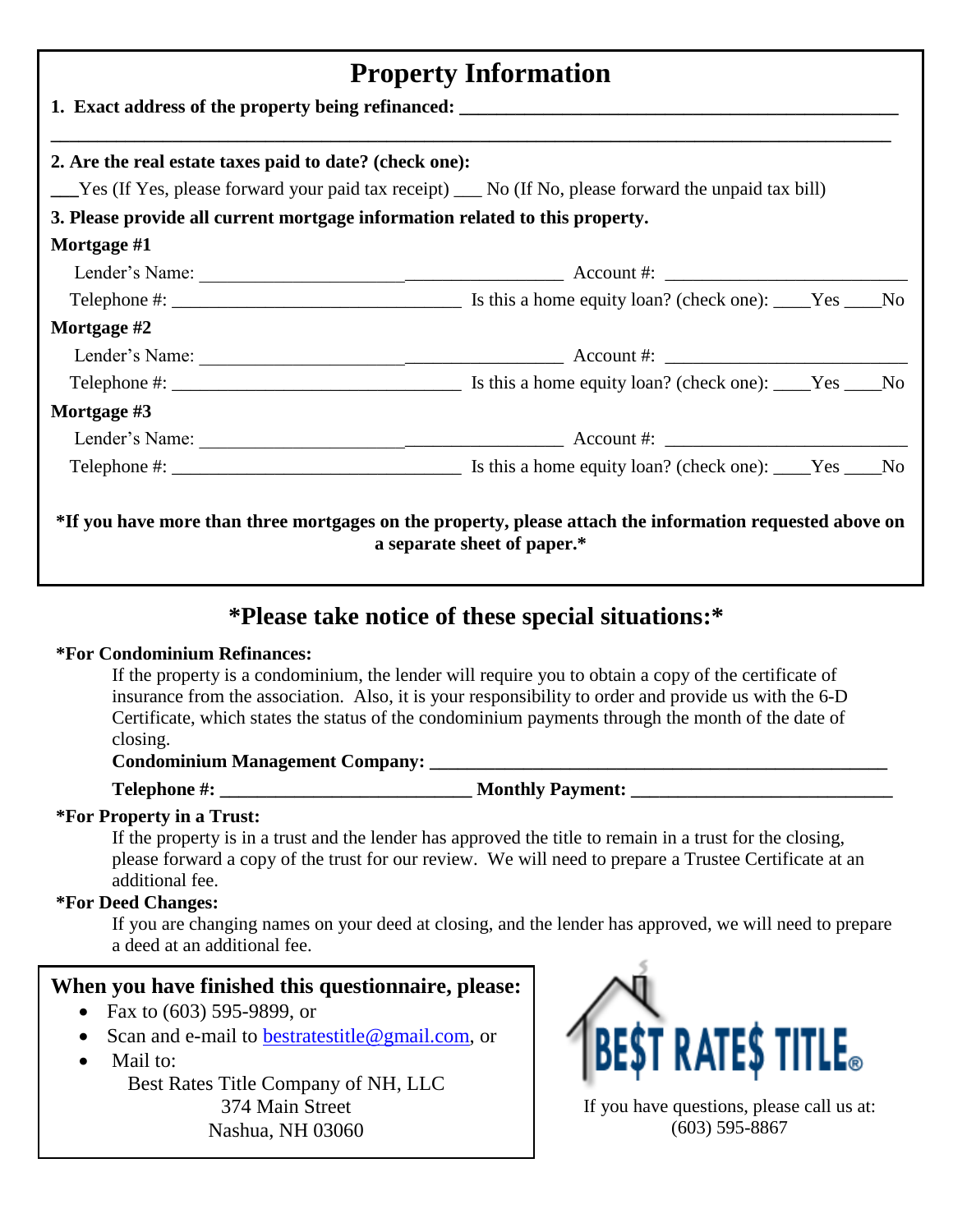# Property Information

**1. Exact address of the property being refinanced: ______________________________________________**

______________________________________________________________________________

**2. Are the real estate taxes paid to date? (check one):**

___Yes (If Yes, please forward your paid tax receipt) ___ No (If No, please forward the unpaid tax bill)

**3. Please provide all current mortgage information related to this property.**

**Mortgage #1**

Lender's Name: ______________________________________ Account #: ___________________________

Telephone #: ________________________________ Is this a home equity loan? (check one): ____Yes ____No

**Mortgage #2**

Lender's Name: ______________________________________ Account #: ___________________________

Telephone #: ________________________________ Is this a home equity loan? (check one): ____Yes ____No

**Mortgage #3**

Lender's Name: ______________________________________ Account #: ___________________________

Telephone #: ________________________________ Is this a home equity loan? (check one): ____Yes ____No

***If you have more than three mortgages on the property, please attach the information requested above on a separate sheet of paper.***

## *Please take notice of these special situations:*

***For Condominium Refinances:**

If the property is a condominium, the lender will require you to obtain a copy of the certificate of insurance from the association. Also, it is your responsibility to order and provide us with the 6-D Certificate, which states the status of the condominium payments through the month of the date of closing.

**Condominium Management Company: ___________________________________________________**

**Telephone #: ___________________________ Monthly Payment: ____________________________**

***For Property in a Trust:**

If the property is in a trust and the lender has approved the title to remain in a trust for the closing, please forward a copy of the trust for our review. We will need to prepare a Trustee Certificate at an additional fee.

***For Deed Changes:**

If you are changing names on your deed at closing, and the lender has approved, we will need to prepare a deed at an additional fee.

**When you have finished this questionnaire, please:**

- Fax to (603) 595-9899, or
- Scan and e-mail to bestratestitle@gmail.com, or
- Mail to:

Best Rates Title Company of NH, LLC
374 Main Street
Nashua, NH 03060

BE$T RATE$ TITLE®

If you have questions, please call us at: (603) 595-8867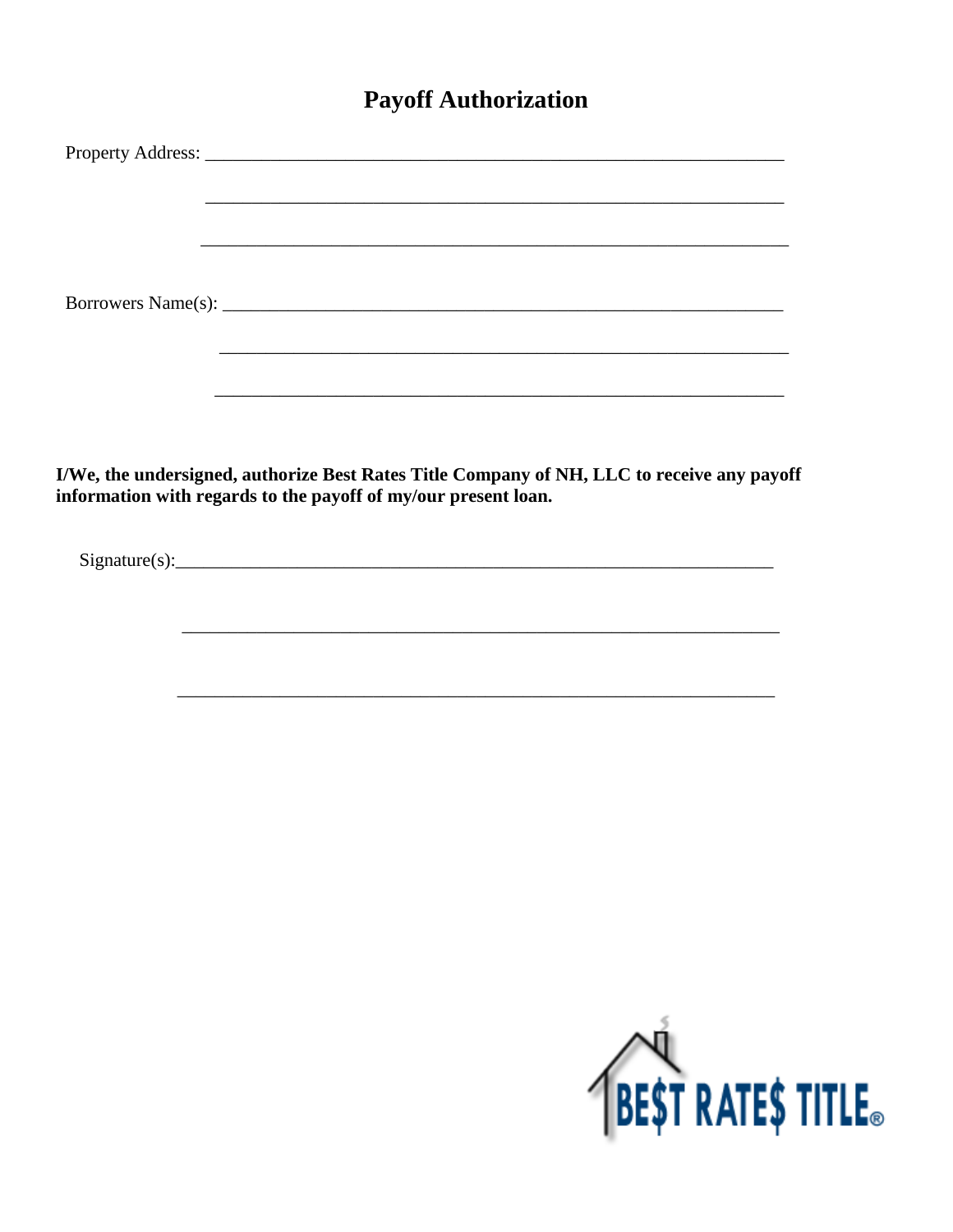# Payoff Authorization

Property Address: ______________________________________________________________

______________________________________________________________

______________________________________________________________

Borrowers Name(s): ____________________________________________________________

____________________________________________________________

____________________________________________________________

**I/We, the undersigned, authorize Best Rates Title Company of NH, LLC to receive any payoff information with regards to the payoff of my/our present loan.**

Signature(s):_________________________________________________________________

_________________________________________________________________

_________________________________________________________________

BE$T RATE$ TITLE®